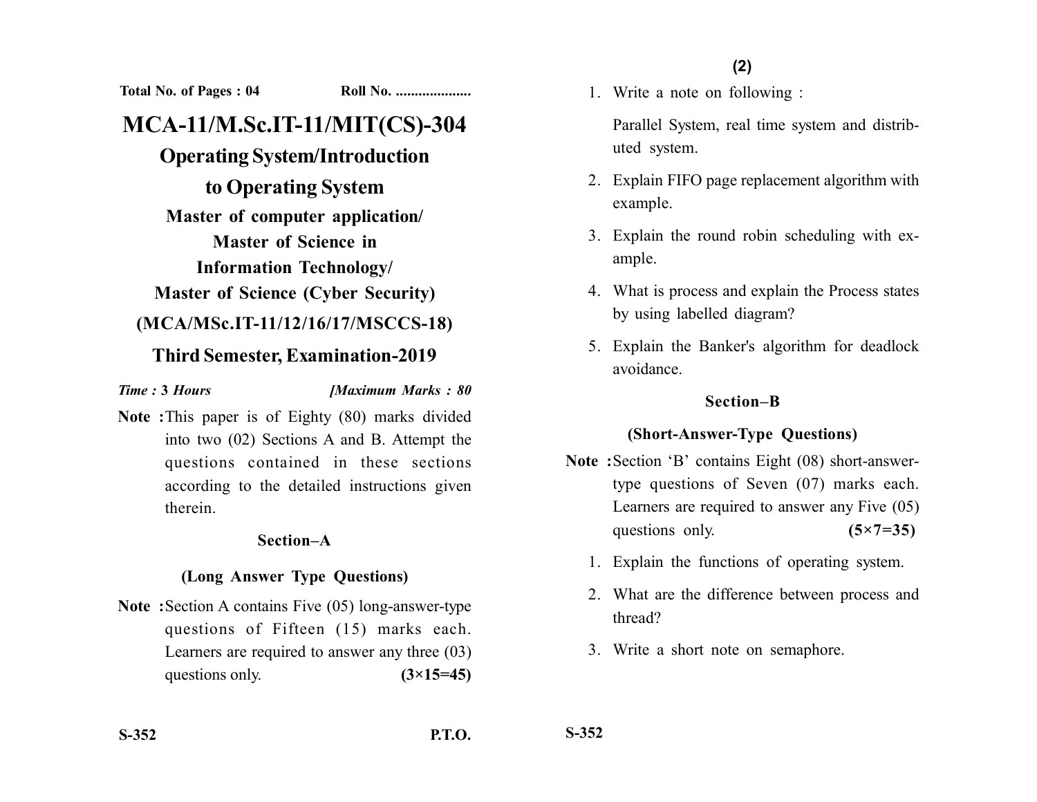Total No. of Pages : 04 Roll No. ....................

# MCA-11/M.Sc.IT-11/MIT(CS)-304

## Operating System/Introduction to Operating System

**Master of computer application/ Master of Science in Information Technology/ Master of Science (Cyber Security)**

**(MCA/MSc.IT-11/12/16/17/MSCCS-18)**

**Third Semester, Examination-2019**

*Time :* **3** *Hours* *[Maximum Marks : 80*

**Note :** This paper is of Eighty (80) marks divided into two (02) Sections A and B. Attempt the questions contained in these sections according to the detailed instructions given therein.

### Section–A

### (Long Answer Type Questions)

**Note :** Section A contains Five (05) long-answer-type questions of Fifteen (15) marks each. Learners are required to answer any three (03) questions only. **(3×15=45)**

1. Write a note on following :

   Parallel System, real time system and distributed system.

2. Explain FIFO page replacement algorithm with example.
3. Explain the round robin scheduling with example.
4. What is process and explain the Process states by using labelled diagram?
5. Explain the Banker's algorithm for deadlock avoidance.

### Section–B

### (Short-Answer-Type Questions)

**Note :** Section 'B' contains Eight (08) short-answer-type questions of Seven (07) marks each. Learners are required to answer any Five (05) questions only. **(5×7=35)**

1. Explain the functions of operating system.
2. What are the difference between process and thread?
3. Write a short note on semaphore.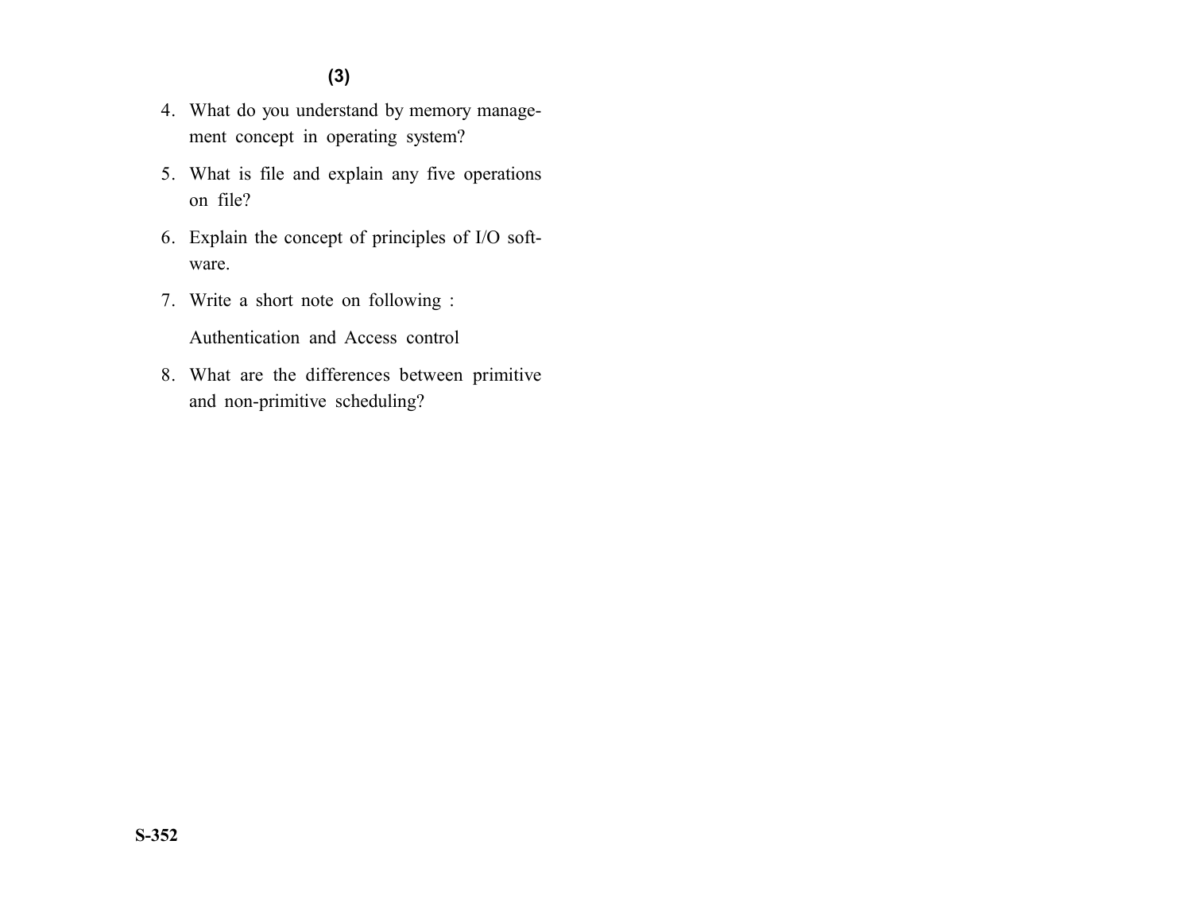4. What do you understand by memory management concept in operating system?

5. What is file and explain any five operations on file?

6. Explain the concept of principles of I/O software.

7. Write a short note on following :

   Authentication and Access control

8. What are the differences between primitive and non-primitive scheduling?